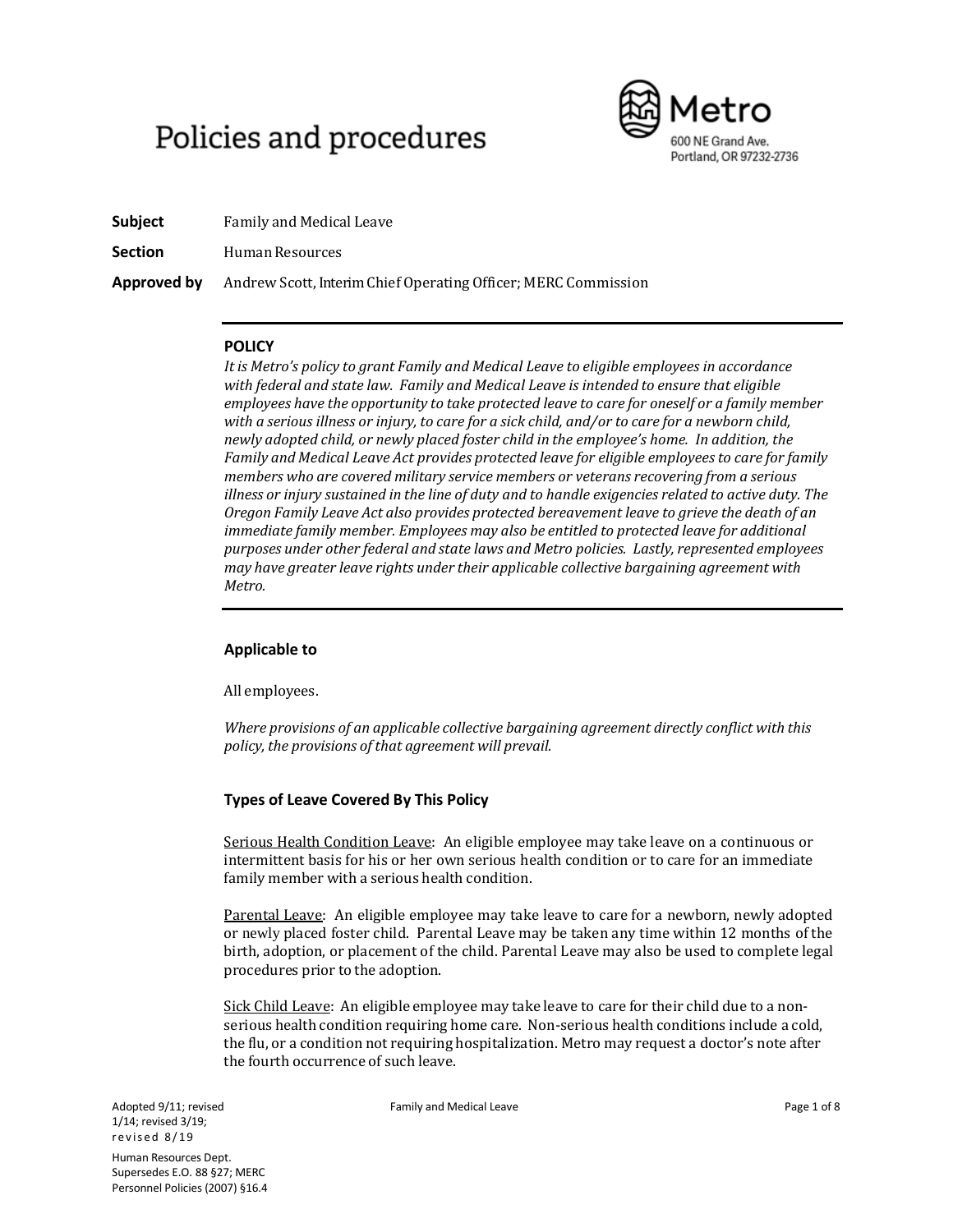# Policies and procedures

Metro
600 NE Grand Ave.
Portland, OR 97232-2736

**Subject** Family and Medical Leave

**Section** Human Resources

**Approved by** Andrew Scott, Interim Chief Operating Officer; MERC Commission

---

**POLICY**

*It is Metro's policy to grant Family and Medical Leave to eligible employees in accordance with federal and state law. Family and Medical Leave is intended to ensure that eligible employees have the opportunity to take protected leave to care for oneself or a family member with a serious illness or injury, to care for a sick child, and/or to care for a newborn child, newly adopted child, or newly placed foster child in the employee's home. In addition, the Family and Medical Leave Act provides protected leave for eligible employees to care for family members who are covered military service members or veterans recovering from a serious illness or injury sustained in the line of duty and to handle exigencies related to active duty. The Oregon Family Leave Act also provides protected bereavement leave to grieve the death of an immediate family member. Employees may also be entitled to protected leave for additional purposes under other federal and state laws and Metro policies. Lastly, represented employees may have greater leave rights under their applicable collective bargaining agreement with Metro.*

---

### Applicable to

All employees.

*Where provisions of an applicable collective bargaining agreement directly conflict with this policy, the provisions of that agreement will prevail.*

### Types of Leave Covered By This Policy

Serious Health Condition Leave: An eligible employee may take leave on a continuous or intermittent basis for his or her own serious health condition or to care for an immediate family member with a serious health condition.

Parental Leave: An eligible employee may take leave to care for a newborn, newly adopted or newly placed foster child. Parental Leave may be taken any time within 12 months of the birth, adoption, or placement of the child. Parental Leave may also be used to complete legal procedures prior to the adoption.

Sick Child Leave: An eligible employee may take leave to care for their child due to a non-serious health condition requiring home care. Non-serious health conditions include a cold, the flu, or a condition not requiring hospitalization. Metro may request a doctor's note after the fourth occurrence of such leave.

Adopted 9/11; revised 1/14; revised 3/19; revised 8/19

Human Resources Dept.
Supersedes E.O. 88 §27; MERC Personnel Policies (2007) §16.4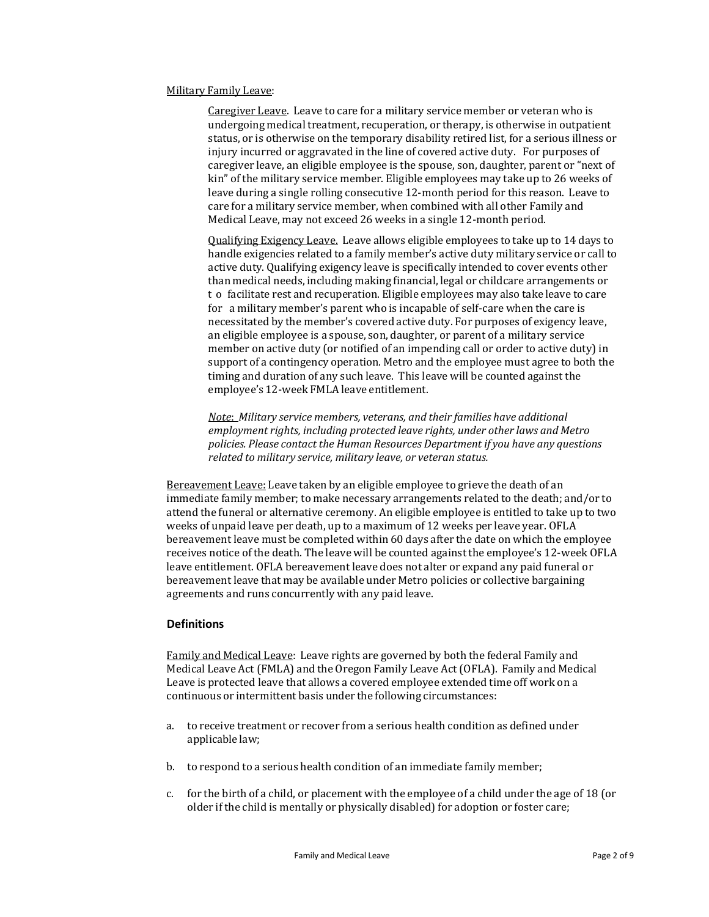Military Family Leave:

> Caregiver Leave. Leave to care for a military service member or veteran who is undergoing medical treatment, recuperation, or therapy, is otherwise in outpatient status, or is otherwise on the temporary disability retired list, for a serious illness or injury incurred or aggravated in the line of covered active duty. For purposes of caregiver leave, an eligible employee is the spouse, son, daughter, parent or "next of kin" of the military service member. Eligible employees may take up to 26 weeks of leave during a single rolling consecutive 12-month period for this reason. Leave to care for a military service member, when combined with all other Family and Medical Leave, may not exceed 26 weeks in a single 12-month period.
>
> Qualifying Exigency Leave. Leave allows eligible employees to take up to 14 days to handle exigencies related to a family member's active duty military service or call to active duty. Qualifying exigency leave is specifically intended to cover events other than medical needs, including making financial, legal or childcare arrangements or to facilitate rest and recuperation. Eligible employees may also take leave to care for a military member's parent who is incapable of self-care when the care is necessitated by the member's covered active duty. For purposes of exigency leave, an eligible employee is a spouse, son, daughter, or parent of a military service member on active duty (or notified of an impending call or order to active duty) in support of a contingency operation. Metro and the employee must agree to both the timing and duration of any such leave. This leave will be counted against the employee's 12-week FMLA leave entitlement.
>
> *Note: Military service members, veterans, and their families have additional employment rights, including protected leave rights, under other laws and Metro policies. Please contact the Human Resources Department if you have any questions related to military service, military leave, or veteran status.*

Bereavement Leave: Leave taken by an eligible employee to grieve the death of an immediate family member; to make necessary arrangements related to the death; and/or to attend the funeral or alternative ceremony. An eligible employee is entitled to take up to two weeks of unpaid leave per death, up to a maximum of 12 weeks per leave year. OFLA bereavement leave must be completed within 60 days after the date on which the employee receives notice of the death. The leave will be counted against the employee's 12-week OFLA leave entitlement. OFLA bereavement leave does not alter or expand any paid funeral or bereavement leave that may be available under Metro policies or collective bargaining agreements and runs concurrently with any paid leave.

### Definitions

Family and Medical Leave: Leave rights are governed by both the federal Family and Medical Leave Act (FMLA) and the Oregon Family Leave Act (OFLA). Family and Medical Leave is protected leave that allows a covered employee extended time off work on a continuous or intermittent basis under the following circumstances:

a. to receive treatment or recover from a serious health condition as defined under applicable law;

b. to respond to a serious health condition of an immediate family member;

c. for the birth of a child, or placement with the employee of a child under the age of 18 (or older if the child is mentally or physically disabled) for adoption or foster care;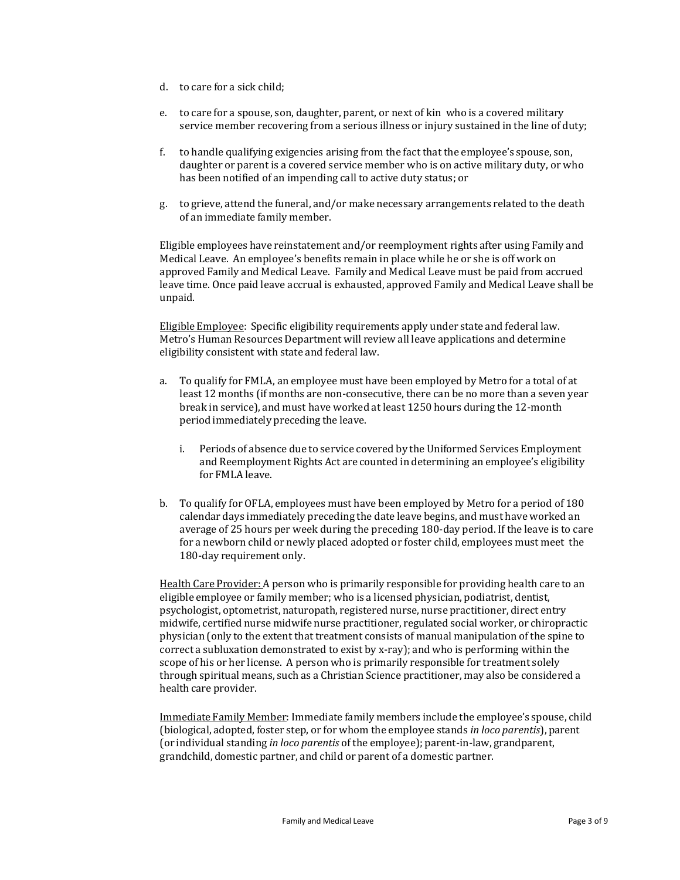d. to care for a sick child;

e. to care for a spouse, son, daughter, parent, or next of kin who is a covered military service member recovering from a serious illness or injury sustained in the line of duty;

f. to handle qualifying exigencies arising from the fact that the employee's spouse, son, daughter or parent is a covered service member who is on active military duty, or who has been notified of an impending call to active duty status; or

g. to grieve, attend the funeral, and/or make necessary arrangements related to the death of an immediate family member.

Eligible employees have reinstatement and/or reemployment rights after using Family and Medical Leave. An employee's benefits remain in place while he or she is off work on approved Family and Medical Leave. Family and Medical Leave must be paid from accrued leave time. Once paid leave accrual is exhausted, approved Family and Medical Leave shall be unpaid.

<u>Eligible Employee</u>: Specific eligibility requirements apply under state and federal law. Metro's Human Resources Department will review all leave applications and determine eligibility consistent with state and federal law.

a. To qualify for FMLA, an employee must have been employed by Metro for a total of at least 12 months (if months are non-consecutive, there can be no more than a seven year break in service), and must have worked at least 1250 hours during the 12-month period immediately preceding the leave.

   i. Periods of absence due to service covered by the Uniformed Services Employment and Reemployment Rights Act are counted in determining an employee's eligibility for FMLA leave.

b. To qualify for OFLA, employees must have been employed by Metro for a period of 180 calendar days immediately preceding the date leave begins, and must have worked an average of 25 hours per week during the preceding 180-day period. If the leave is to care for a newborn child or newly placed adopted or foster child, employees must meet the 180-day requirement only.

<u>Health Care Provider:</u> A person who is primarily responsible for providing health care to an eligible employee or family member; who is a licensed physician, podiatrist, dentist, psychologist, optometrist, naturopath, registered nurse, nurse practitioner, direct entry midwife, certified nurse midwife nurse practitioner, regulated social worker, or chiropractic physician (only to the extent that treatment consists of manual manipulation of the spine to correct a subluxation demonstrated to exist by x-ray); and who is performing within the scope of his or her license. A person who is primarily responsible for treatment solely through spiritual means, such as a Christian Science practitioner, may also be considered a health care provider.

<u>Immediate Family Member</u>: Immediate family members include the employee's spouse, child (biological, adopted, foster step, or for whom the employee stands *in loco parentis*), parent (or individual standing *in loco parentis* of the employee); parent-in-law, grandparent, grandchild, domestic partner, and child or parent of a domestic partner.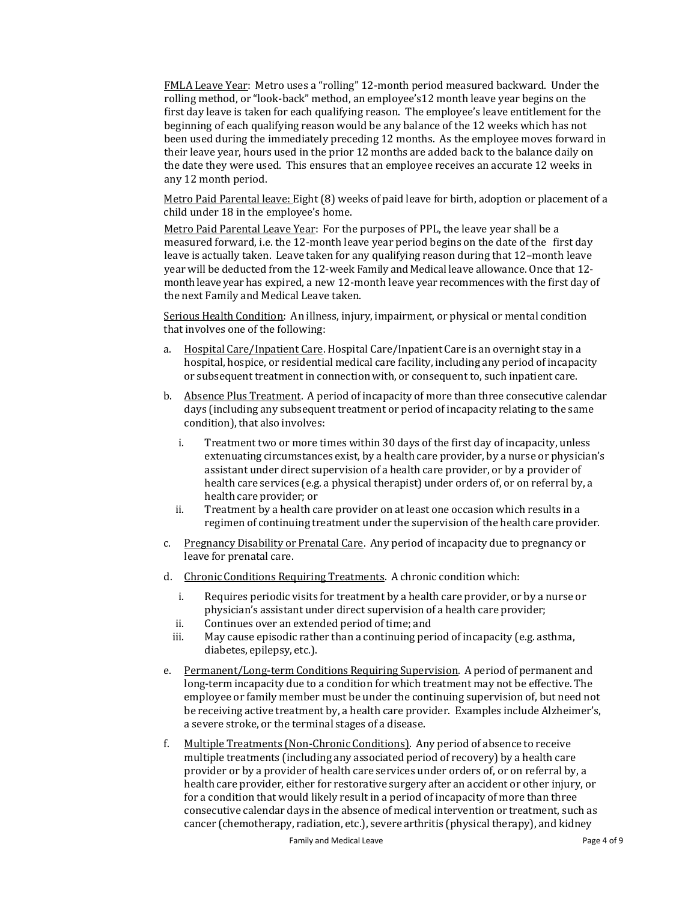<u>FMLA Leave Year</u>: Metro uses a "rolling" 12-month period measured backward. Under the rolling method, or "look-back" method, an employee's12 month leave year begins on the first day leave is taken for each qualifying reason. The employee's leave entitlement for the beginning of each qualifying reason would be any balance of the 12 weeks which has not been used during the immediately preceding 12 months. As the employee moves forward in their leave year, hours used in the prior 12 months are added back to the balance daily on the date they were used. This ensures that an employee receives an accurate 12 weeks in any 12 month period.

<u>Metro Paid Parental leave:</u> Eight (8) weeks of paid leave for birth, adoption or placement of a child under 18 in the employee's home.

<u>Metro Paid Parental Leave Year</u>: For the purposes of PPL, the leave year shall be a measured forward, i.e. the 12-month leave year period begins on the date of the first day leave is actually taken. Leave taken for any qualifying reason during that 12–month leave year will be deducted from the 12-week Family and Medical leave allowance. Once that 12-month leave year has expired, a new 12-month leave year recommences with the first day of the next Family and Medical Leave taken.

<u>Serious Health Condition</u>: An illness, injury, impairment, or physical or mental condition that involves one of the following:

a. <u>Hospital Care/Inpatient Care</u>. Hospital Care/Inpatient Care is an overnight stay in a hospital, hospice, or residential medical care facility, including any period of incapacity or subsequent treatment in connection with, or consequent to, such inpatient care.

b. <u>Absence Plus Treatment</u>. A period of incapacity of more than three consecutive calendar days (including any subsequent treatment or period of incapacity relating to the same condition), that also involves:

   i. Treatment two or more times within 30 days of the first day of incapacity, unless extenuating circumstances exist, by a health care provider, by a nurse or physician's assistant under direct supervision of a health care provider, or by a provider of health care services (e.g. a physical therapist) under orders of, or on referral by, a health care provider; or

   ii. Treatment by a health care provider on at least one occasion which results in a regimen of continuing treatment under the supervision of the health care provider.

c. <u>Pregnancy Disability or Prenatal Care</u>. Any period of incapacity due to pregnancy or leave for prenatal care.

d. <u>Chronic Conditions Requiring Treatments</u>. A chronic condition which:

   i. Requires periodic visits for treatment by a health care provider, or by a nurse or physician's assistant under direct supervision of a health care provider;

   ii. Continues over an extended period of time; and

   iii. May cause episodic rather than a continuing period of incapacity (e.g. asthma, diabetes, epilepsy, etc.).

e. <u>Permanent/Long-term Conditions Requiring Supervision</u>. A period of permanent and long-term incapacity due to a condition for which treatment may not be effective. The employee or family member must be under the continuing supervision of, but need not be receiving active treatment by, a health care provider. Examples include Alzheimer's, a severe stroke, or the terminal stages of a disease.

f. <u>Multiple Treatments (Non-Chronic Conditions)</u>. Any period of absence to receive multiple treatments (including any associated period of recovery) by a health care provider or by a provider of health care services under orders of, or on referral by, a health care provider, either for restorative surgery after an accident or other injury, or for a condition that would likely result in a period of incapacity of more than three consecutive calendar days in the absence of medical intervention or treatment, such as cancer (chemotherapy, radiation, etc.), severe arthritis (physical therapy), and kidney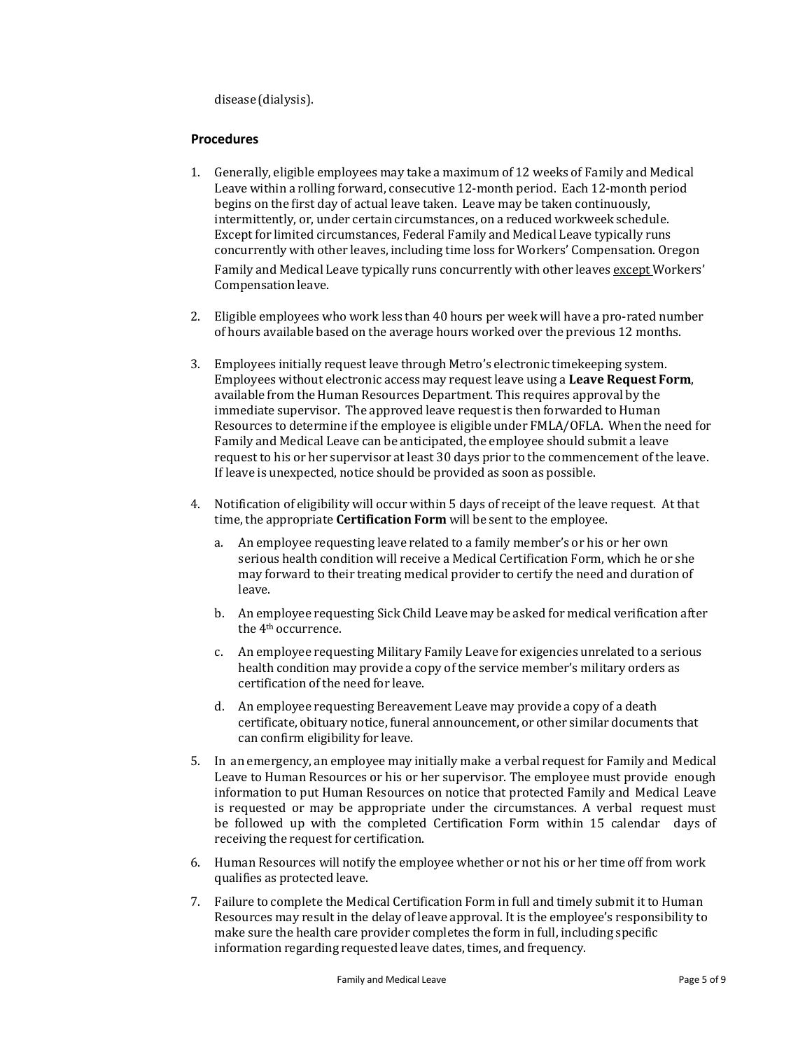disease (dialysis).

### Procedures

1. Generally, eligible employees may take a maximum of 12 weeks of Family and Medical Leave within a rolling forward, consecutive 12-month period. Each 12-month period begins on the first day of actual leave taken. Leave may be taken continuously, intermittently, or, under certain circumstances, on a reduced workweek schedule. Except for limited circumstances, Federal Family and Medical Leave typically runs concurrently with other leaves, including time loss for Workers' Compensation. Oregon Family and Medical Leave typically runs concurrently with other leaves <u>except</u> Workers' Compensation leave.

2. Eligible employees who work less than 40 hours per week will have a pro-rated number of hours available based on the average hours worked over the previous 12 months.

3. Employees initially request leave through Metro's electronic timekeeping system. Employees without electronic access may request leave using a **Leave Request Form**, available from the Human Resources Department. This requires approval by the immediate supervisor. The approved leave request is then forwarded to Human Resources to determine if the employee is eligible under FMLA/OFLA. When the need for Family and Medical Leave can be anticipated, the employee should submit a leave request to his or her supervisor at least 30 days prior to the commencement of the leave. If leave is unexpected, notice should be provided as soon as possible.

4. Notification of eligibility will occur within 5 days of receipt of the leave request. At that time, the appropriate **Certification Form** will be sent to the employee.

   a. An employee requesting leave related to a family member's or his or her own serious health condition will receive a Medical Certification Form, which he or she may forward to their treating medical provider to certify the need and duration of leave.

   b. An employee requesting Sick Child Leave may be asked for medical verification after the 4th occurrence.

   c. An employee requesting Military Family Leave for exigencies unrelated to a serious health condition may provide a copy of the service member's military orders as certification of the need for leave.

   d. An employee requesting Bereavement Leave may provide a copy of a death certificate, obituary notice, funeral announcement, or other similar documents that can confirm eligibility for leave.

5. In an emergency, an employee may initially make a verbal request for Family and Medical Leave to Human Resources or his or her supervisor. The employee must provide enough information to put Human Resources on notice that protected Family and Medical Leave is requested or may be appropriate under the circumstances. A verbal request must be followed up with the completed Certification Form within 15 calendar days of receiving the request for certification.

6. Human Resources will notify the employee whether or not his or her time off from work qualifies as protected leave.

7. Failure to complete the Medical Certification Form in full and timely submit it to Human Resources may result in the delay of leave approval. It is the employee's responsibility to make sure the health care provider completes the form in full, including specific information regarding requested leave dates, times, and frequency.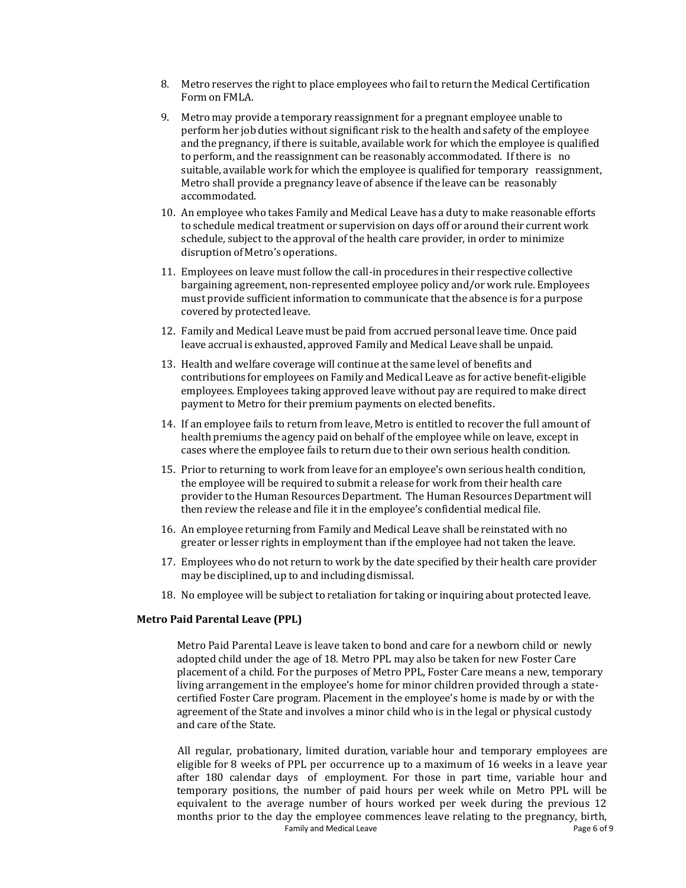8. Metro reserves the right to place employees who fail to return the Medical Certification Form on FMLA.
9. Metro may provide a temporary reassignment for a pregnant employee unable to perform her job duties without significant risk to the health and safety of the employee and the pregnancy, if there is suitable, available work for which the employee is qualified to perform, and the reassignment can be reasonably accommodated. If there is no suitable, available work for which the employee is qualified for temporary reassignment, Metro shall provide a pregnancy leave of absence if the leave can be reasonably accommodated.
10. An employee who takes Family and Medical Leave has a duty to make reasonable efforts to schedule medical treatment or supervision on days off or around their current work schedule, subject to the approval of the health care provider, in order to minimize disruption of Metro's operations.
11. Employees on leave must follow the call-in procedures in their respective collective bargaining agreement, non-represented employee policy and/or work rule. Employees must provide sufficient information to communicate that the absence is for a purpose covered by protected leave.
12. Family and Medical Leave must be paid from accrued personal leave time. Once paid leave accrual is exhausted, approved Family and Medical Leave shall be unpaid.
13. Health and welfare coverage will continue at the same level of benefits and contributions for employees on Family and Medical Leave as for active benefit-eligible employees. Employees taking approved leave without pay are required to make direct payment to Metro for their premium payments on elected benefits.
14. If an employee fails to return from leave, Metro is entitled to recover the full amount of health premiums the agency paid on behalf of the employee while on leave, except in cases where the employee fails to return due to their own serious health condition.
15. Prior to returning to work from leave for an employee's own serious health condition, the employee will be required to submit a release for work from their health care provider to the Human Resources Department. The Human Resources Department will then review the release and file it in the employee's confidential medical file.
16. An employee returning from Family and Medical Leave shall be reinstated with no greater or lesser rights in employment than if the employee had not taken the leave.
17. Employees who do not return to work by the date specified by their health care provider may be disciplined, up to and including dismissal.
18. No employee will be subject to retaliation for taking or inquiring about protected leave.

**Metro Paid Parental Leave (PPL)**

Metro Paid Parental Leave is leave taken to bond and care for a newborn child or newly adopted child under the age of 18. Metro PPL may also be taken for new Foster Care placement of a child. For the purposes of Metro PPL, Foster Care means a new, temporary living arrangement in the employee's home for minor children provided through a state-certified Foster Care program. Placement in the employee's home is made by or with the agreement of the State and involves a minor child who is in the legal or physical custody and care of the State.

All regular, probationary, limited duration, variable hour and temporary employees are eligible for 8 weeks of PPL per occurrence up to a maximum of 16 weeks in a leave year after 180 calendar days of employment. For those in part time, variable hour and temporary positions, the number of paid hours per week while on Metro PPL will be equivalent to the average number of hours worked per week during the previous 12 months prior to the day the employee commences leave relating to the pregnancy, birth,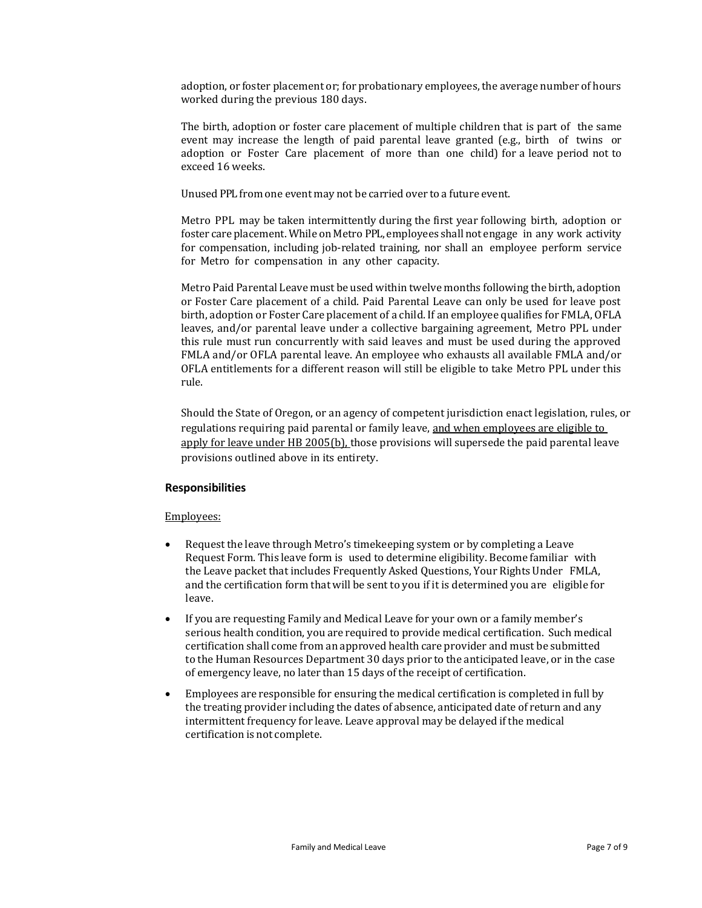adoption, or foster placement or; for probationary employees, the average number of hours worked during the previous 180 days.

The birth, adoption or foster care placement of multiple children that is part of the same event may increase the length of paid parental leave granted (e.g., birth of twins or adoption or Foster Care placement of more than one child) for a leave period not to exceed 16 weeks.

Unused PPL from one event may not be carried over to a future event.

Metro PPL may be taken intermittently during the first year following birth, adoption or foster care placement. While on Metro PPL, employees shall not engage in any work activity for compensation, including job-related training, nor shall an employee perform service for Metro for compensation in any other capacity.

Metro Paid Parental Leave must be used within twelve months following the birth, adoption or Foster Care placement of a child. Paid Parental Leave can only be used for leave post birth, adoption or Foster Care placement of a child. If an employee qualifies for FMLA, OFLA leaves, and/or parental leave under a collective bargaining agreement, Metro PPL under this rule must run concurrently with said leaves and must be used during the approved FMLA and/or OFLA parental leave. An employee who exhausts all available FMLA and/or OFLA entitlements for a different reason will still be eligible to take Metro PPL under this rule.

Should the State of Oregon, or an agency of competent jurisdiction enact legislation, rules, or regulations requiring paid parental or family leave, <u>and when employees are eligible to apply for leave under HB 2005(b),</u> those provisions will supersede the paid parental leave provisions outlined above in its entirety.

### Responsibilities

<u>Employees:</u>

- Request the leave through Metro's timekeeping system or by completing a Leave Request Form. This leave form is used to determine eligibility. Become familiar with the Leave packet that includes Frequently Asked Questions, Your Rights Under FMLA, and the certification form that will be sent to you if it is determined you are eligible for leave.
- If you are requesting Family and Medical Leave for your own or a family member's serious health condition, you are required to provide medical certification. Such medical certification shall come from an approved health care provider and must be submitted to the Human Resources Department 30 days prior to the anticipated leave, or in the case of emergency leave, no later than 15 days of the receipt of certification.
- Employees are responsible for ensuring the medical certification is completed in full by the treating provider including the dates of absence, anticipated date of return and any intermittent frequency for leave. Leave approval may be delayed if the medical certification is not complete.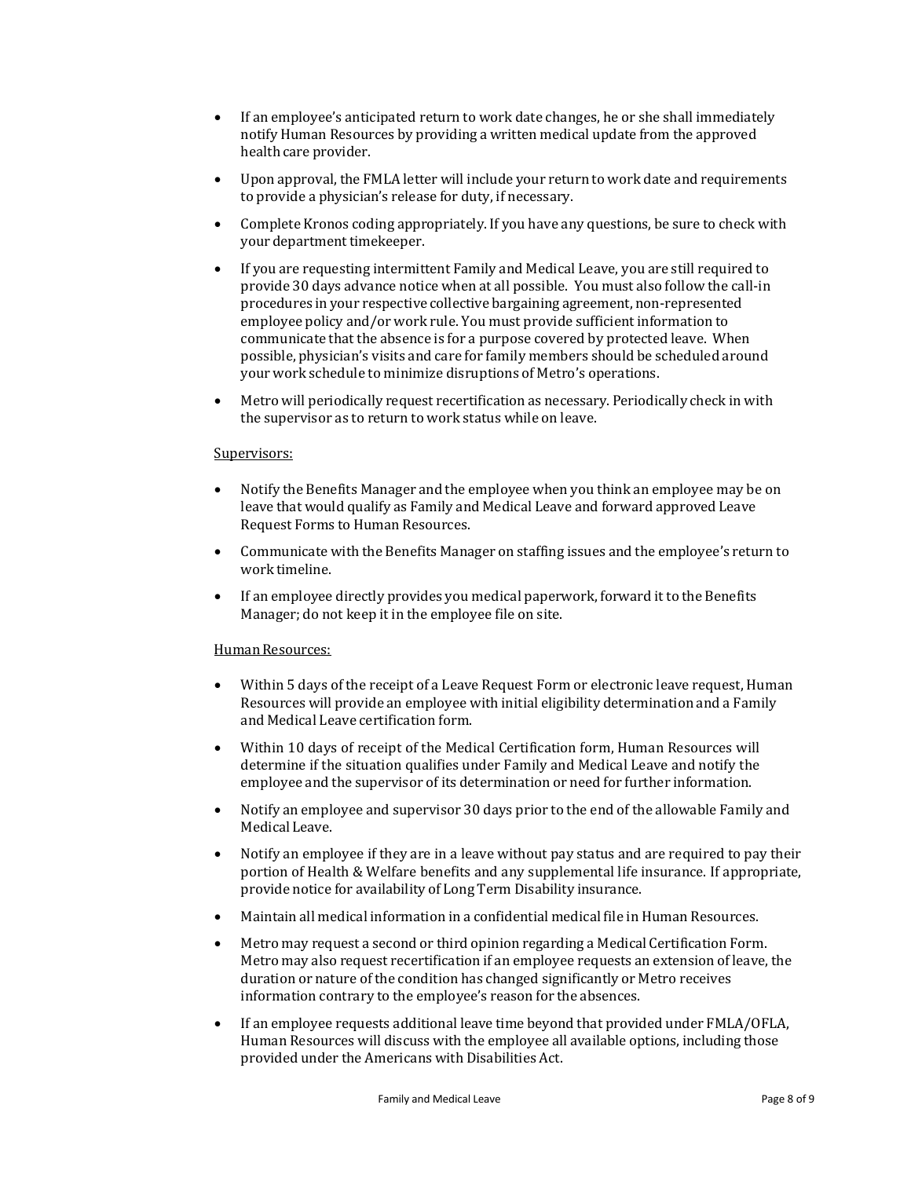- If an employee's anticipated return to work date changes, he or she shall immediately notify Human Resources by providing a written medical update from the approved health care provider.
- Upon approval, the FMLA letter will include your return to work date and requirements to provide a physician's release for duty, if necessary.
- Complete Kronos coding appropriately. If you have any questions, be sure to check with your department timekeeper.
- If you are requesting intermittent Family and Medical Leave, you are still required to provide 30 days advance notice when at all possible. You must also follow the call-in procedures in your respective collective bargaining agreement, non-represented employee policy and/or work rule. You must provide sufficient information to communicate that the absence is for a purpose covered by protected leave. When possible, physician's visits and care for family members should be scheduled around your work schedule to minimize disruptions of Metro's operations.
- Metro will periodically request recertification as necessary. Periodically check in with the supervisor as to return to work status while on leave.

Supervisors:

- Notify the Benefits Manager and the employee when you think an employee may be on leave that would qualify as Family and Medical Leave and forward approved Leave Request Forms to Human Resources.
- Communicate with the Benefits Manager on staffing issues and the employee's return to work timeline.
- If an employee directly provides you medical paperwork, forward it to the Benefits Manager; do not keep it in the employee file on site.

Human Resources:

- Within 5 days of the receipt of a Leave Request Form or electronic leave request, Human Resources will provide an employee with initial eligibility determination and a Family and Medical Leave certification form.
- Within 10 days of receipt of the Medical Certification form, Human Resources will determine if the situation qualifies under Family and Medical Leave and notify the employee and the supervisor of its determination or need for further information.
- Notify an employee and supervisor 30 days prior to the end of the allowable Family and Medical Leave.
- Notify an employee if they are in a leave without pay status and are required to pay their portion of Health & Welfare benefits and any supplemental life insurance. If appropriate, provide notice for availability of Long Term Disability insurance.
- Maintain all medical information in a confidential medical file in Human Resources.
- Metro may request a second or third opinion regarding a Medical Certification Form. Metro may also request recertification if an employee requests an extension of leave, the duration or nature of the condition has changed significantly or Metro receives information contrary to the employee's reason for the absences.
- If an employee requests additional leave time beyond that provided under FMLA/OFLA, Human Resources will discuss with the employee all available options, including those provided under the Americans with Disabilities Act.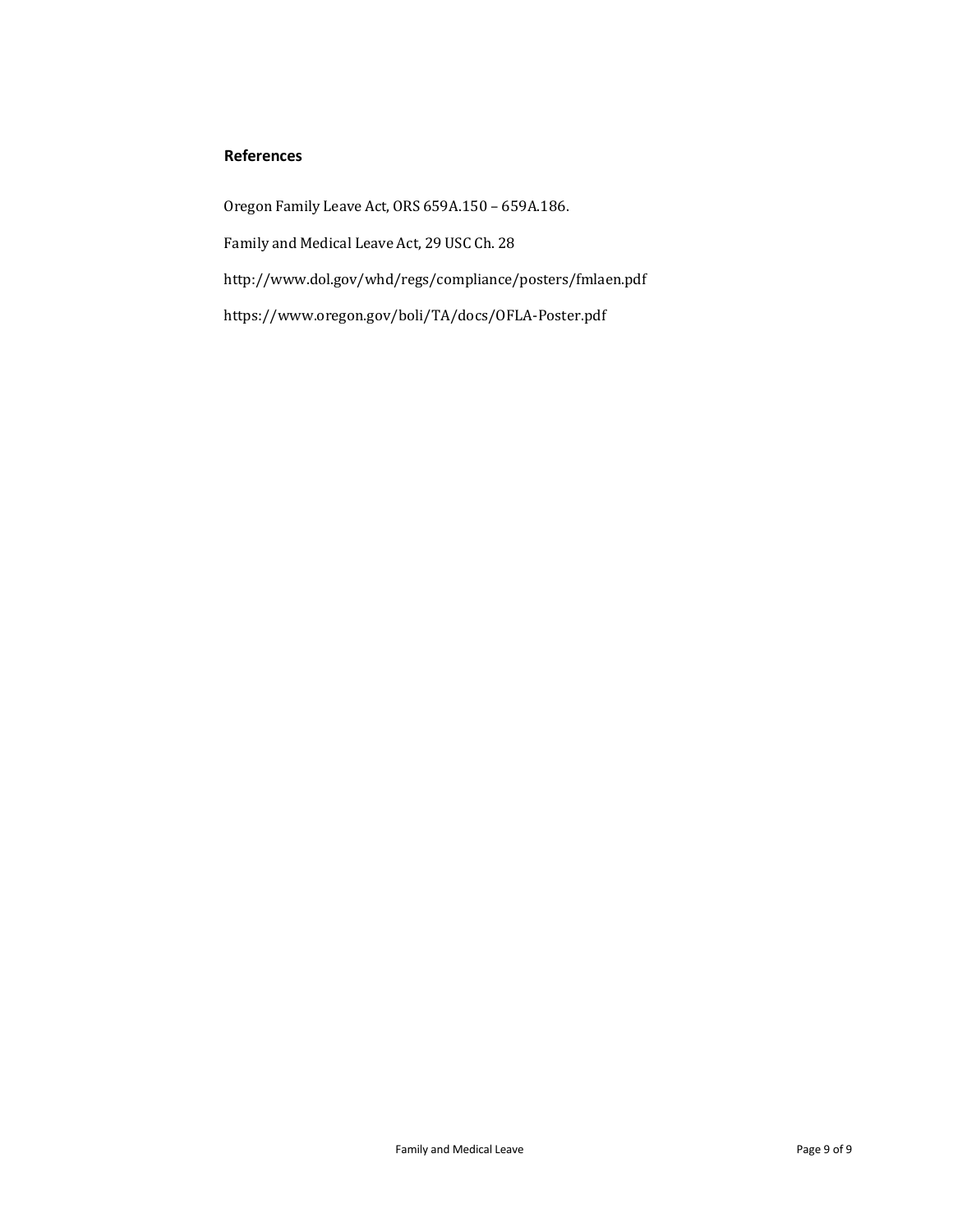### References

Oregon Family Leave Act, ORS 659A.150 – 659A.186.

Family and Medical Leave Act, 29 USC Ch. 28

http://www.dol.gov/whd/regs/compliance/posters/fmlaen.pdf

https://www.oregon.gov/boli/TA/docs/OFLA-Poster.pdf